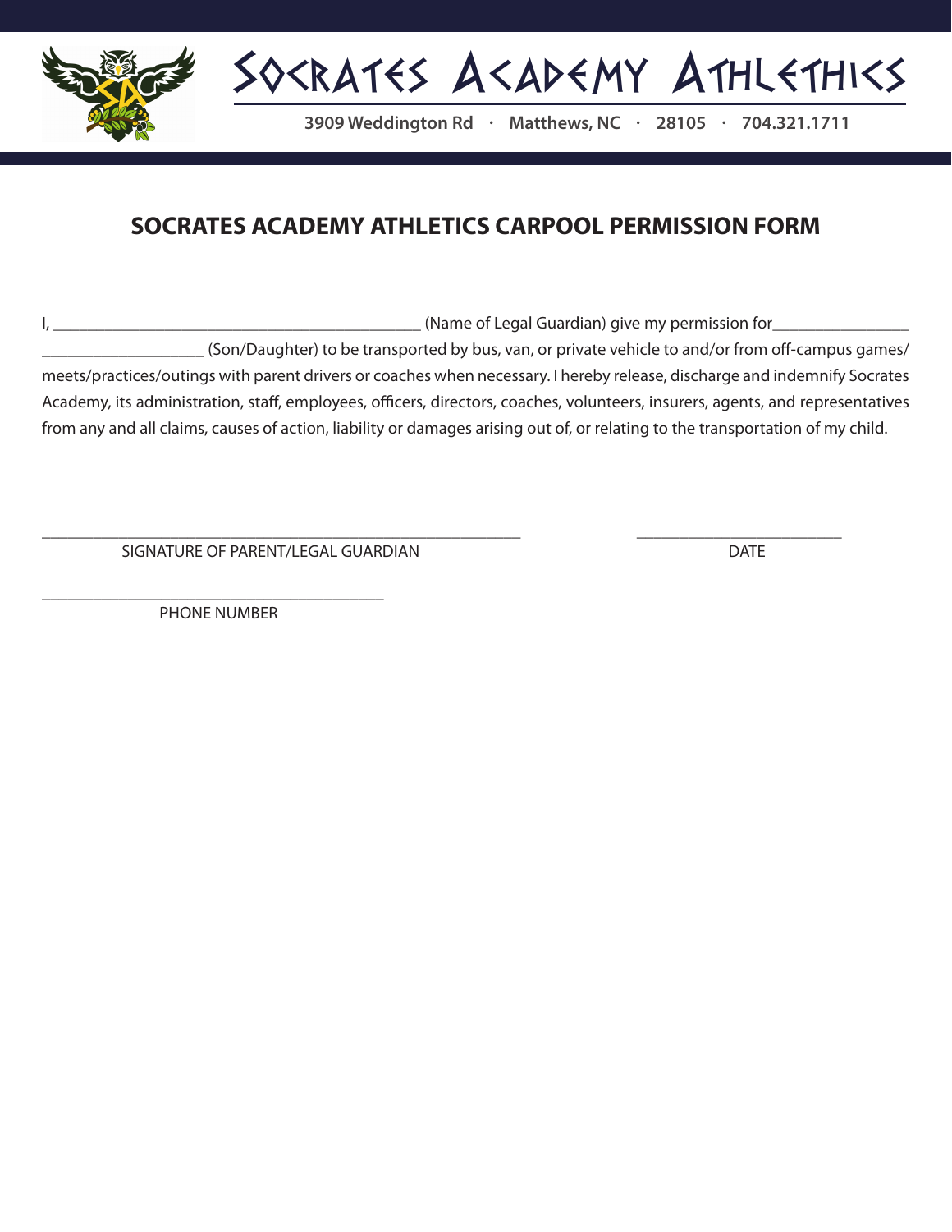# Socrates Academy Athletics

**3909 Weddington Rd · Matthews, NC · 28105 · 704.321.1711**

## SOCRATES ACADEMY ATHLETICS CARPOOL PERMISSION FORM

I, ___________________________________________ (Name of Legal Guardian) give my permission for________________ ___________________ (Son/Daughter) to be transported by bus, van, or private vehicle to and/or from off-campus games/ meets/practices/outings with parent drivers or coaches when necessary. I hereby release, discharge and indemnify Socrates Academy, its administration, staff, employees, officers, directors, coaches, volunteers, insurers, agents, and representatives from any and all claims, causes of action, liability or damages arising out of, or relating to the transportation of my child.

___________________________________________________________
SIGNATURE OF PARENT/LEGAL GUARDIAN

_________________________
DATE

__________________________________________
PHONE NUMBER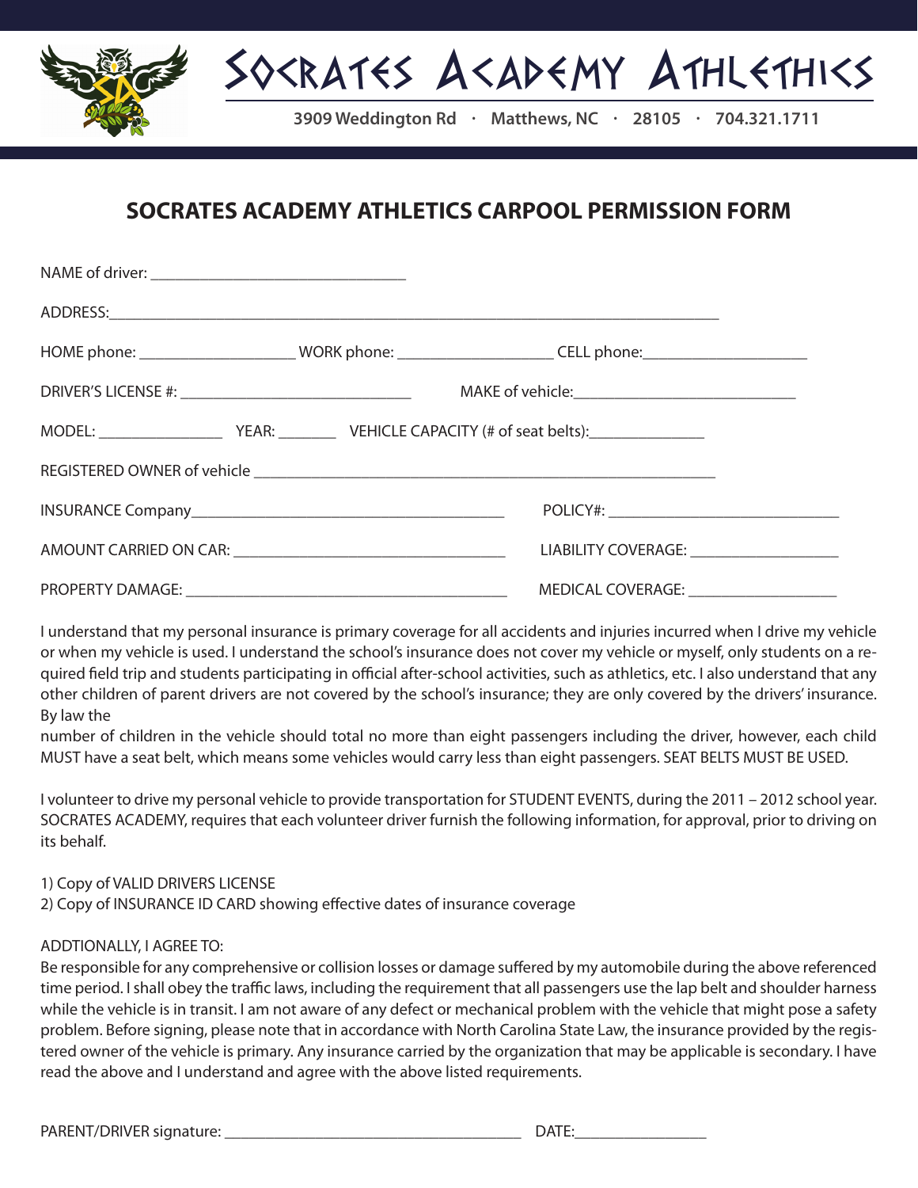SOCRATES ACADEMY ATHLETHICS

3909 Weddington Rd · Matthews, NC · 28105 · 704.321.1711

## SOCRATES ACADEMY ATHLETICS CARPOOL PERMISSION FORM

NAME of driver: ______________________________

ADDRESS:________________________________________________________________________

HOME phone: __________________ WORK phone: __________________ CELL phone:___________________

DRIVER'S LICENSE #: ___________________________ MAKE of vehicle:__________________________

MODEL: _______________ YEAR: _______ VEHICLE CAPACITY (# of seat belts):_____________

REGISTERED OWNER of vehicle ______________________________________________________

INSURANCE Company____________________________________ POLICY#: ___________________________

AMOUNT CARRIED ON CAR: ________________________________ LIABILITY COVERAGE: __________________

PROPERTY DAMAGE: _____________________________________ MEDICAL COVERAGE: __________________

I understand that my personal insurance is primary coverage for all accidents and injuries incurred when I drive my vehicle or when my vehicle is used. I understand the school's insurance does not cover my vehicle or myself, only students on a required field trip and students participating in official after-school activities, such as athletics, etc. I also understand that any other children of parent drivers are not covered by the school's insurance; they are only covered by the drivers' insurance. By law the
number of children in the vehicle should total no more than eight passengers including the driver, however, each child MUST have a seat belt, which means some vehicles would carry less than eight passengers. SEAT BELTS MUST BE USED.

I volunteer to drive my personal vehicle to provide transportation for STUDENT EVENTS, during the 2011 – 2012 school year. SOCRATES ACADEMY, requires that each volunteer driver furnish the following information, for approval, prior to driving on its behalf.

1) Copy of VALID DRIVERS LICENSE
2) Copy of INSURANCE ID CARD showing effective dates of insurance coverage

ADDTIONALLY, I AGREE TO:
Be responsible for any comprehensive or collision losses or damage suffered by my automobile during the above referenced time period. I shall obey the traffic laws, including the requirement that all passengers use the lap belt and shoulder harness while the vehicle is in transit. I am not aware of any defect or mechanical problem with the vehicle that might pose a safety problem. Before signing, please note that in accordance with North Carolina State Law, the insurance provided by the registered owner of the vehicle is primary. Any insurance carried by the organization that may be applicable is secondary. I have read the above and I understand and agree with the above listed requirements.

PARENT/DRIVER signature: ___________________________________ DATE:_______________